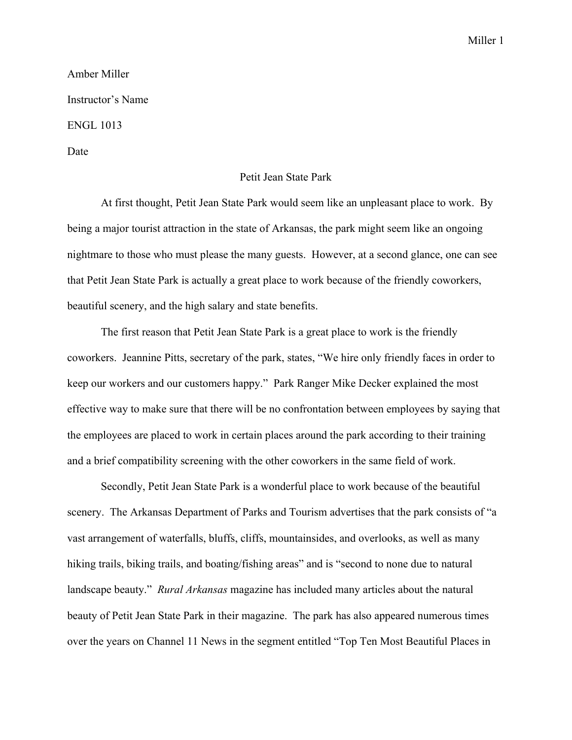Amber Miller

Instructor's Name

ENGL 1013

Date

# Petit Jean State Park

At first thought, Petit Jean State Park would seem like an unpleasant place to work. By being a major tourist attraction in the state of Arkansas, the park might seem like an ongoing nightmare to those who must please the many guests. However, at a second glance, one can see that Petit Jean State Park is actually a great place to work because of the friendly coworkers, beautiful scenery, and the high salary and state benefits.

The first reason that Petit Jean State Park is a great place to work is the friendly coworkers. Jeannine Pitts, secretary of the park, states, "We hire only friendly faces in order to keep our workers and our customers happy." Park Ranger Mike Decker explained the most effective way to make sure that there will be no confrontation between employees by saying that the employees are placed to work in certain places around the park according to their training and a brief compatibility screening with the other coworkers in the same field of work.

Secondly, Petit Jean State Park is a wonderful place to work because of the beautiful scenery. The Arkansas Department of Parks and Tourism advertises that the park consists of "a vast arrangement of waterfalls, bluffs, cliffs, mountainsides, and overlooks, as well as many hiking trails, biking trails, and boating/fishing areas" and is "second to none due to natural landscape beauty." *Rural Arkansas* magazine has included many articles about the natural beauty of Petit Jean State Park in their magazine. The park has also appeared numerous times over the years on Channel 11 News in the segment entitled "Top Ten Most Beautiful Places in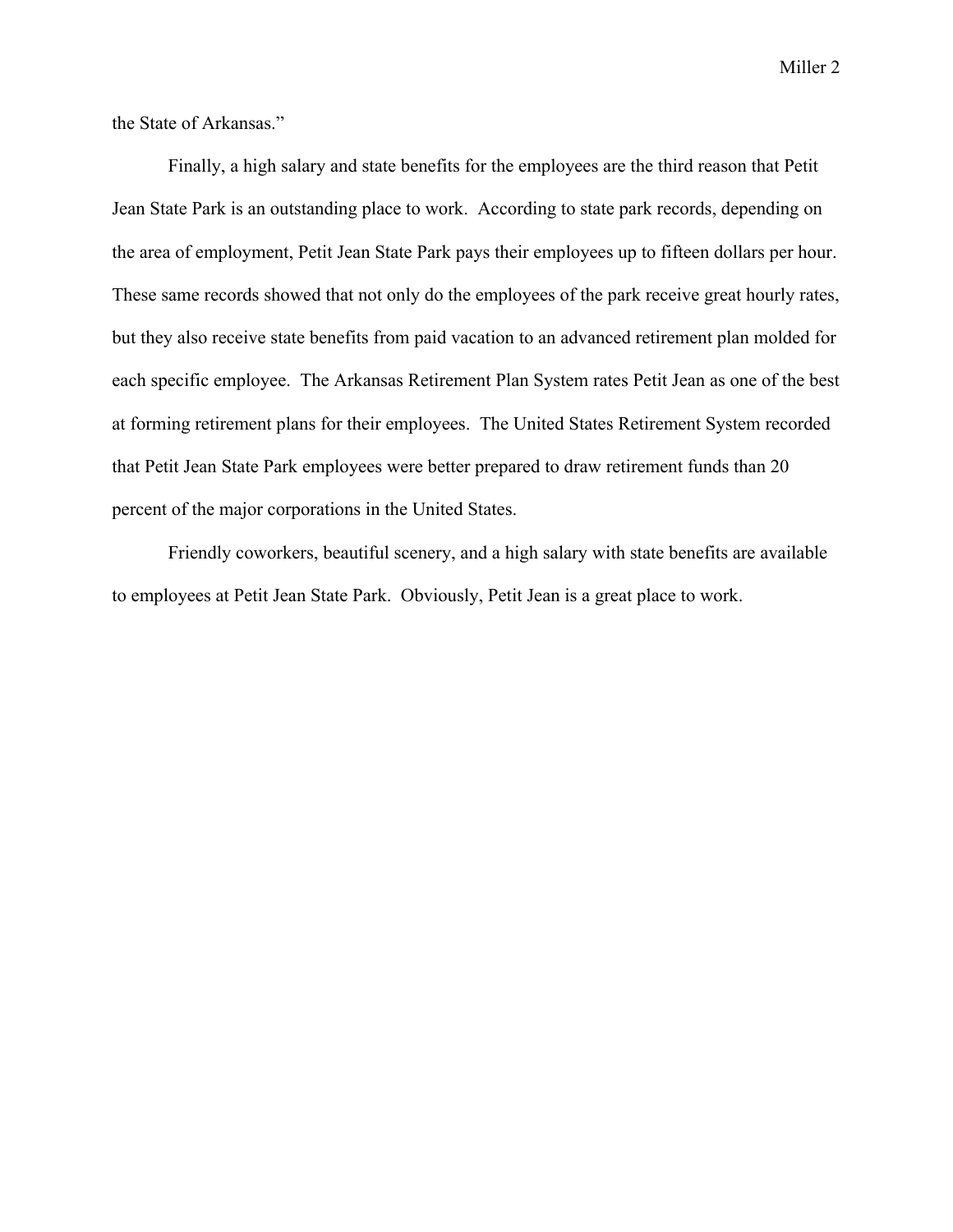the State of Arkansas."

Finally, a high salary and state benefits for the employees are the third reason that Petit Jean State Park is an outstanding place to work. According to state park records, depending on the area of employment, Petit Jean State Park pays their employees up to fifteen dollars per hour. These same records showed that not only do the employees of the park receive great hourly rates, but they also receive state benefits from paid vacation to an advanced retirement plan molded for each specific employee. The Arkansas Retirement Plan System rates Petit Jean as one of the best at forming retirement plans for their employees. The United States Retirement System recorded that Petit Jean State Park employees were better prepared to draw retirement funds than 20 percent of the major corporations in the United States.

Friendly coworkers, beautiful scenery, and a high salary with state benefits are available to employees at Petit Jean State Park. Obviously, Petit Jean is a great place to work.